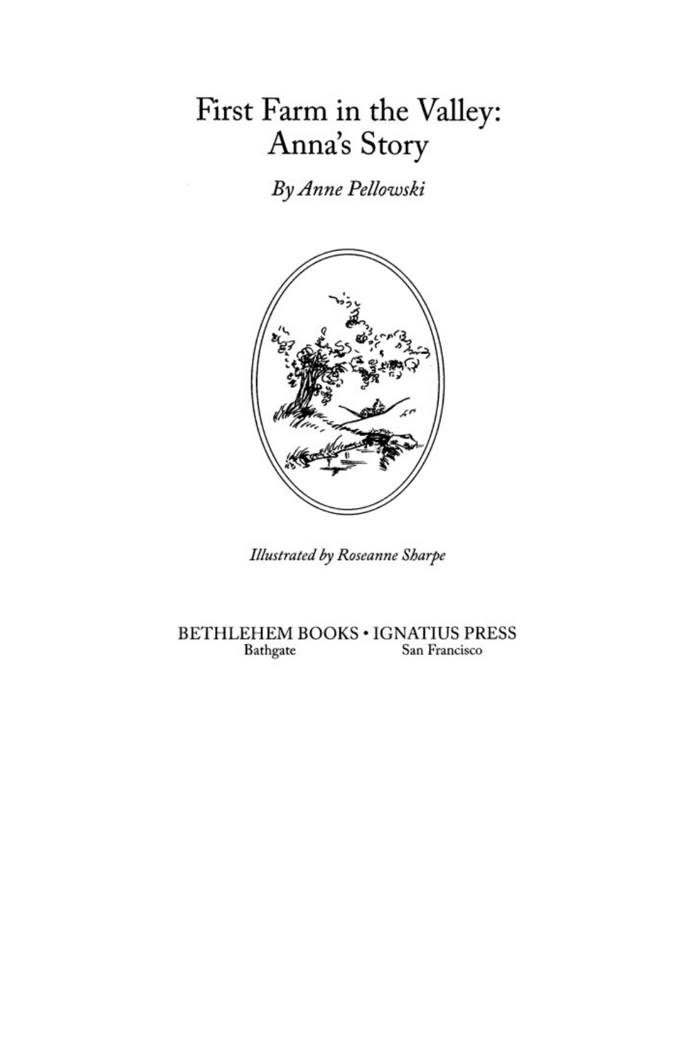# First Farm in the Valley: Anna's Story

*By Anne Pellowski*

*Illustrated by Roseanne Sharpe*

BETHLEHEM BOOKS • IGNATIUS PRESS

Bathgate San Francisco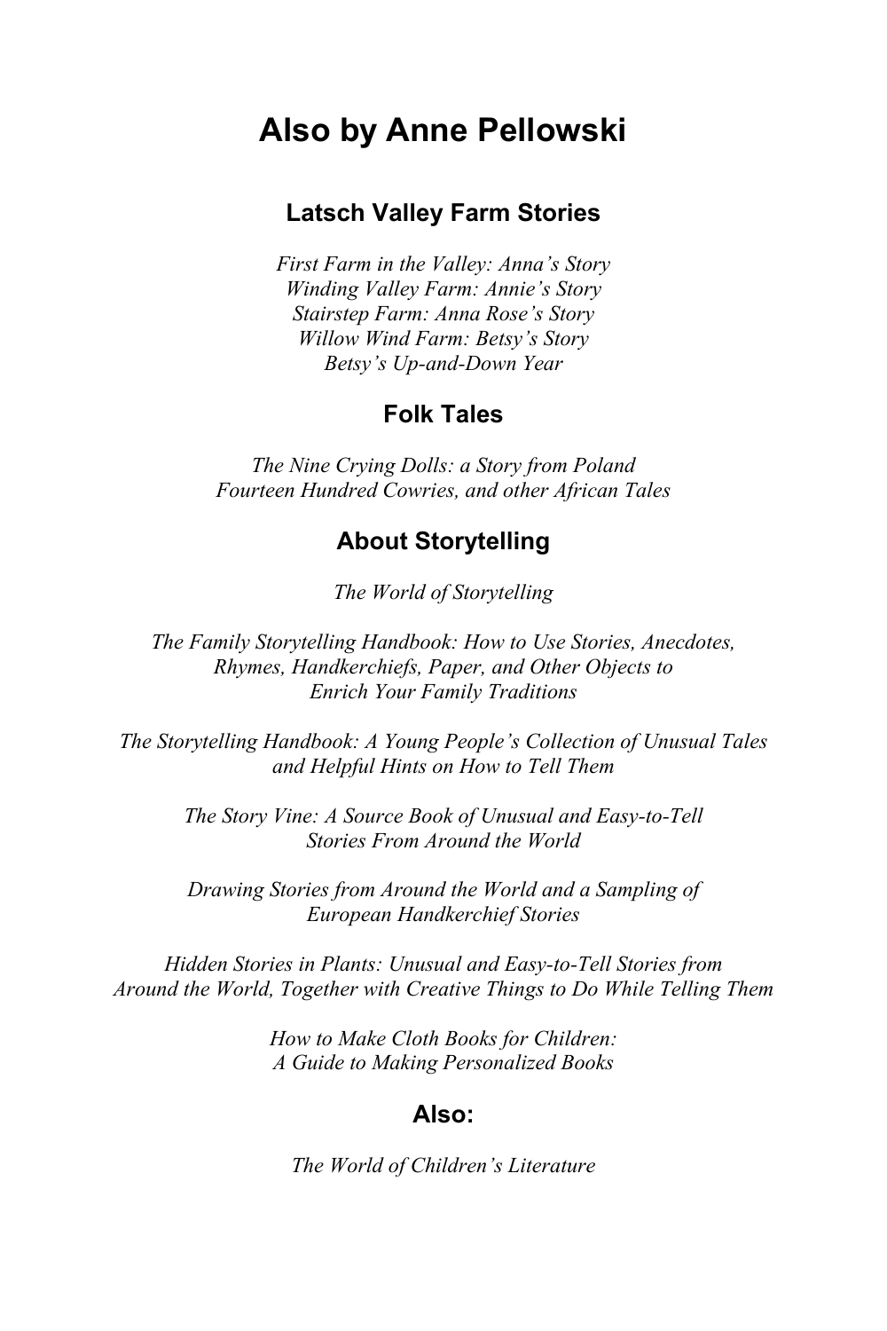# Also by Anne Pellowski

## Latsch Valley Farm Stories

*First Farm in the Valley: Anna's Story*
*Winding Valley Farm: Annie's Story*
*Stairstep Farm: Anna Rose's Story*
*Willow Wind Farm: Betsy's Story*
*Betsy's Up-and-Down Year*

## Folk Tales

*The Nine Crying Dolls: a Story from Poland*
*Fourteen Hundred Cowries, and other African Tales*

## About Storytelling

*The World of Storytelling*

*The Family Storytelling Handbook: How to Use Stories, Anecdotes, Rhymes, Handkerchiefs, Paper, and Other Objects to Enrich Your Family Traditions*

*The Storytelling Handbook: A Young People's Collection of Unusual Tales and Helpful Hints on How to Tell Them*

*The Story Vine: A Source Book of Unusual and Easy-to-Tell Stories From Around the World*

*Drawing Stories from Around the World and a Sampling of European Handkerchief Stories*

*Hidden Stories in Plants: Unusual and Easy-to-Tell Stories from Around the World, Together with Creative Things to Do While Telling Them*

*How to Make Cloth Books for Children: A Guide to Making Personalized Books*

## Also:

*The World of Children's Literature*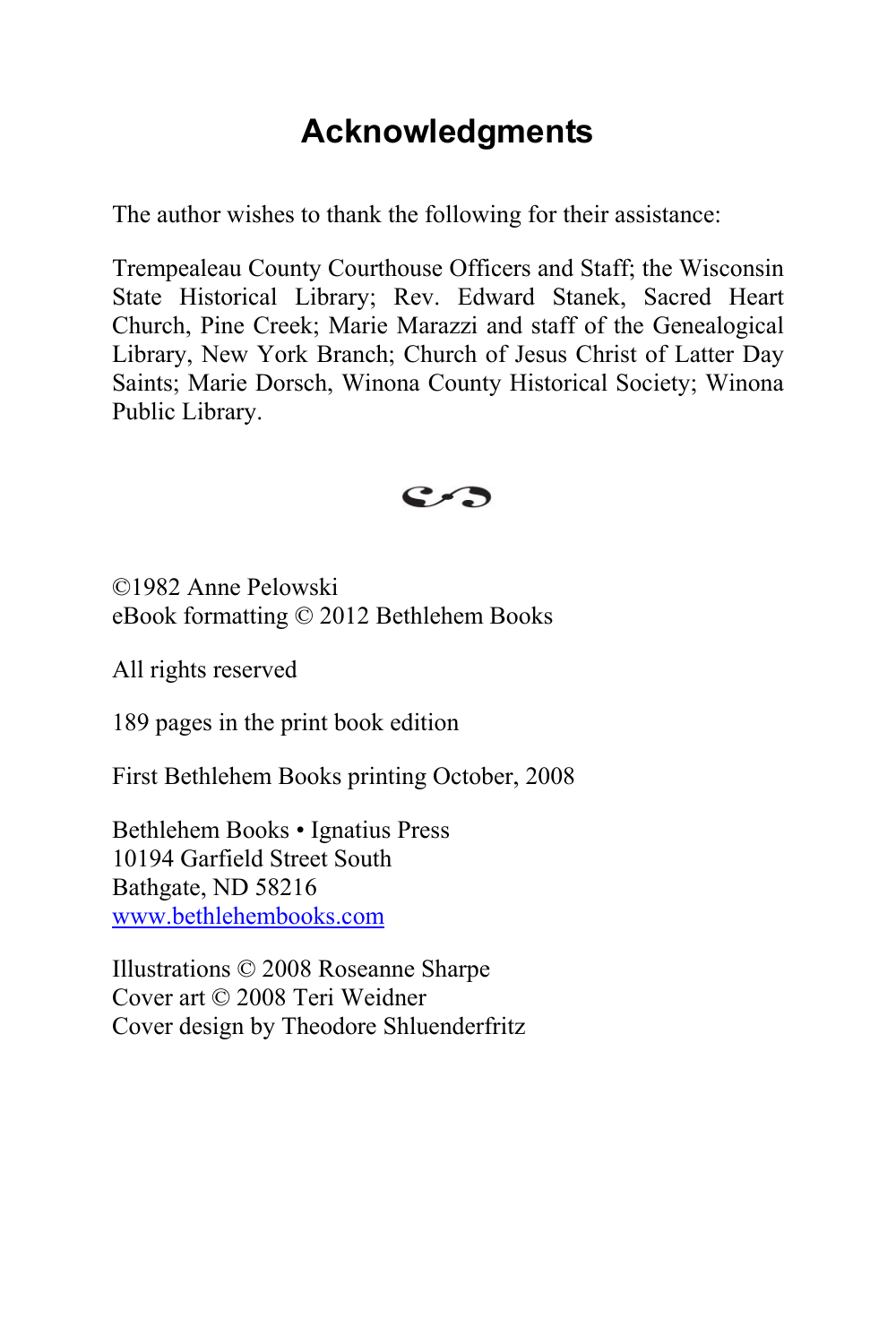# Acknowledgments

The author wishes to thank the following for their assistance:

Trempealeau County Courthouse Officers and Staff; the Wisconsin State Historical Library; Rev. Edward Stanek, Sacred Heart Church, Pine Creek; Marie Marazzi and staff of the Genealogical Library, New York Branch; Church of Jesus Christ of Latter Day Saints; Marie Dorsch, Winona County Historical Society; Winona Public Library.

©1982 Anne Pelowski
eBook formatting © 2012 Bethlehem Books

All rights reserved

189 pages in the print book edition

First Bethlehem Books printing October, 2008

Bethlehem Books • Ignatius Press
10194 Garfield Street South
Bathgate, ND 58216
www.bethlehembooks.com

Illustrations © 2008 Roseanne Sharpe
Cover art © 2008 Teri Weidner
Cover design by Theodore Shluenderfritz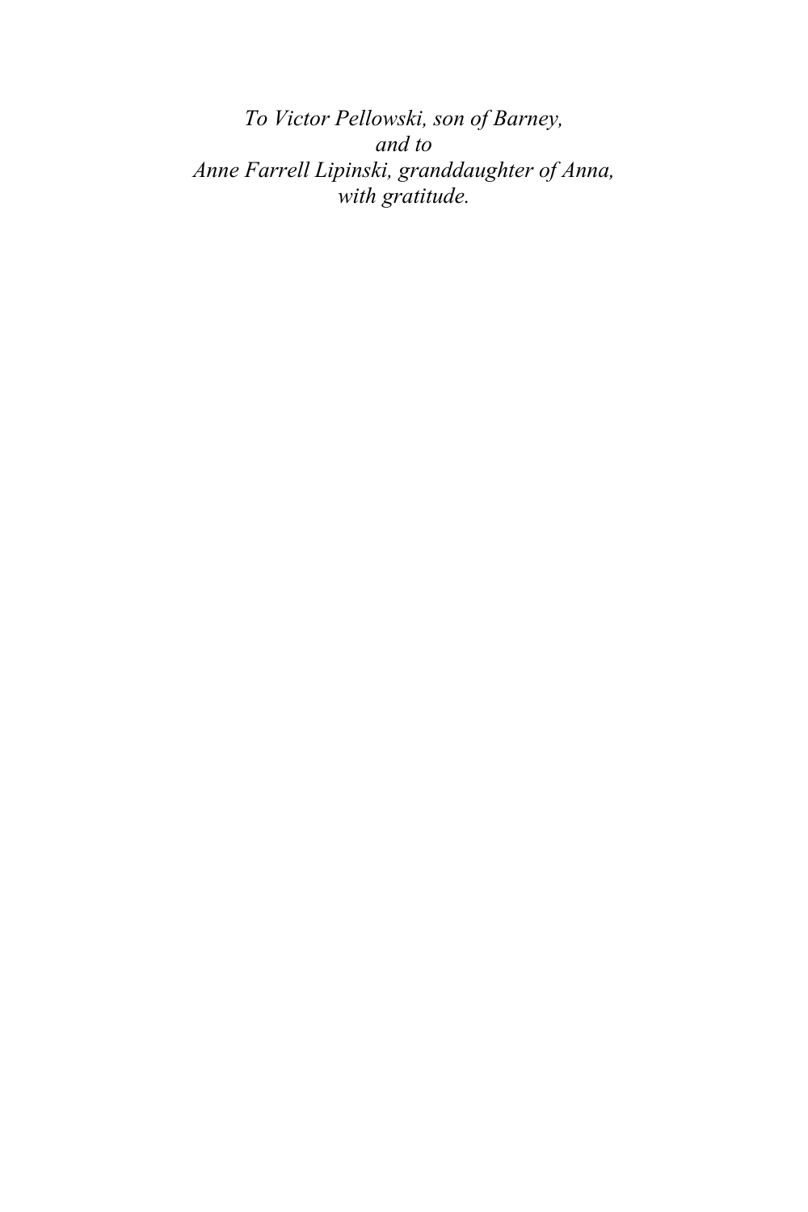*To Victor Pellowski, son of Barney,*
*and to*
*Anne Farrell Lipinski, granddaughter of Anna,*
*with gratitude.*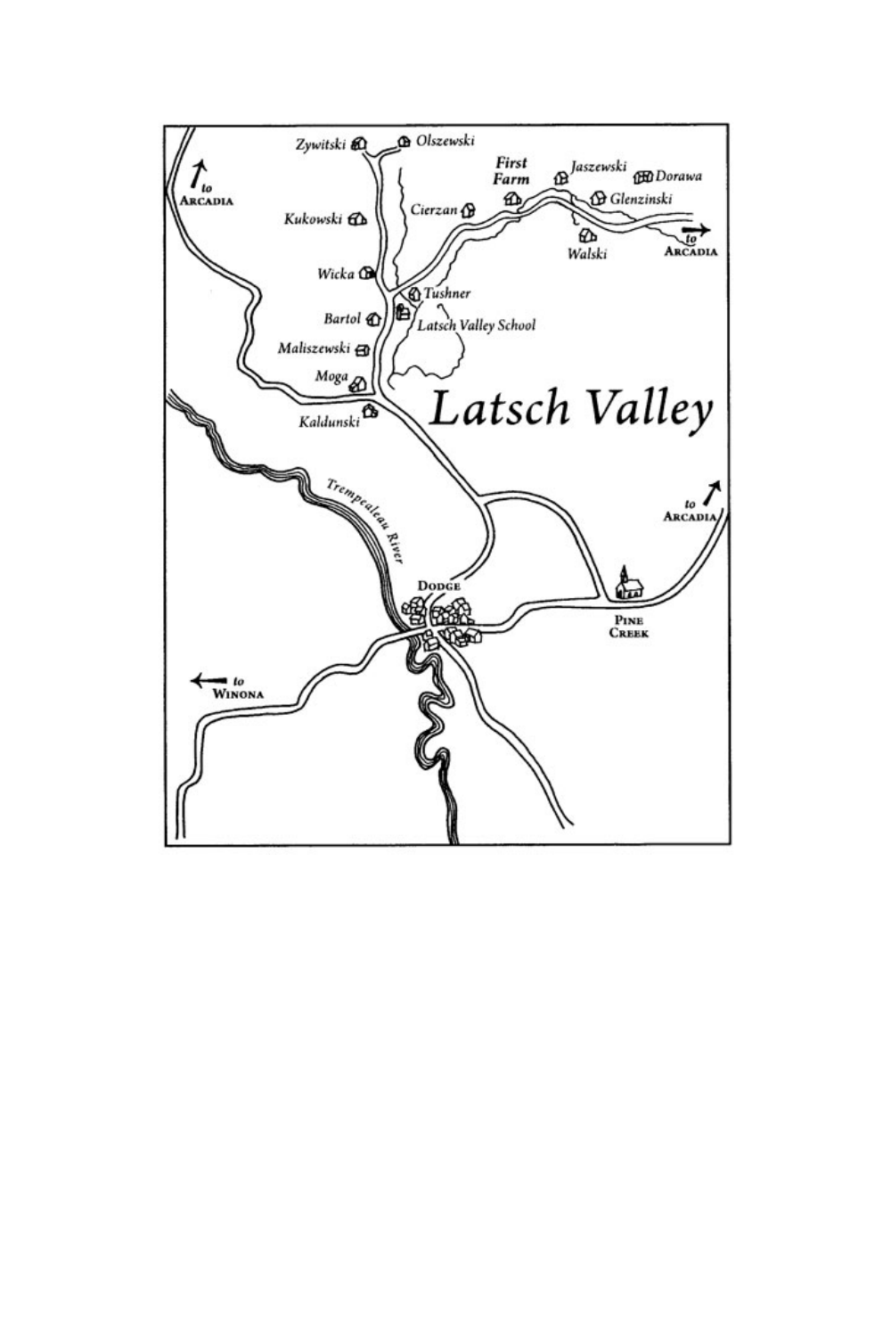# Latsch Valley

Zywitski
Olszewski
First Farm
Jaszewski
Dorawa
Glenzinski
Walski
Cierzan
Kukowski
Wicka
Tushner
Bartol
Latsch Valley School
Maliszewski
Moga
Kaldunski

to Arcadia
to Arcadia
to Arcadia

Trempealeau River

Dodge

Pine Creek

to Winona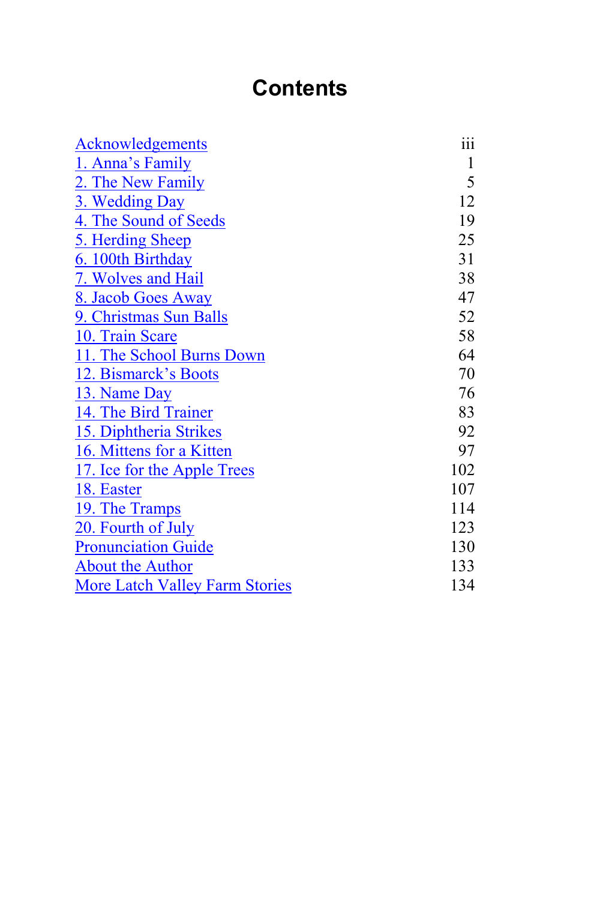# Contents

| | |
|---|---|
| Acknowledgements | iii |
| 1. Anna's Family | 1 |
| 2. The New Family | 5 |
| 3. Wedding Day | 12 |
| 4. The Sound of Seeds | 19 |
| 5. Herding Sheep | 25 |
| 6. 100th Birthday | 31 |
| 7. Wolves and Hail | 38 |
| 8. Jacob Goes Away | 47 |
| 9. Christmas Sun Balls | 52 |
| 10. Train Scare | 58 |
| 11. The School Burns Down | 64 |
| 12. Bismarck's Boots | 70 |
| 13. Name Day | 76 |
| 14. The Bird Trainer | 83 |
| 15. Diphtheria Strikes | 92 |
| 16. Mittens for a Kitten | 97 |
| 17. Ice for the Apple Trees | 102 |
| 18. Easter | 107 |
| 19. The Tramps | 114 |
| 20. Fourth of July | 123 |
| Pronunciation Guide | 130 |
| About the Author | 133 |
| More Latch Valley Farm Stories | 134 |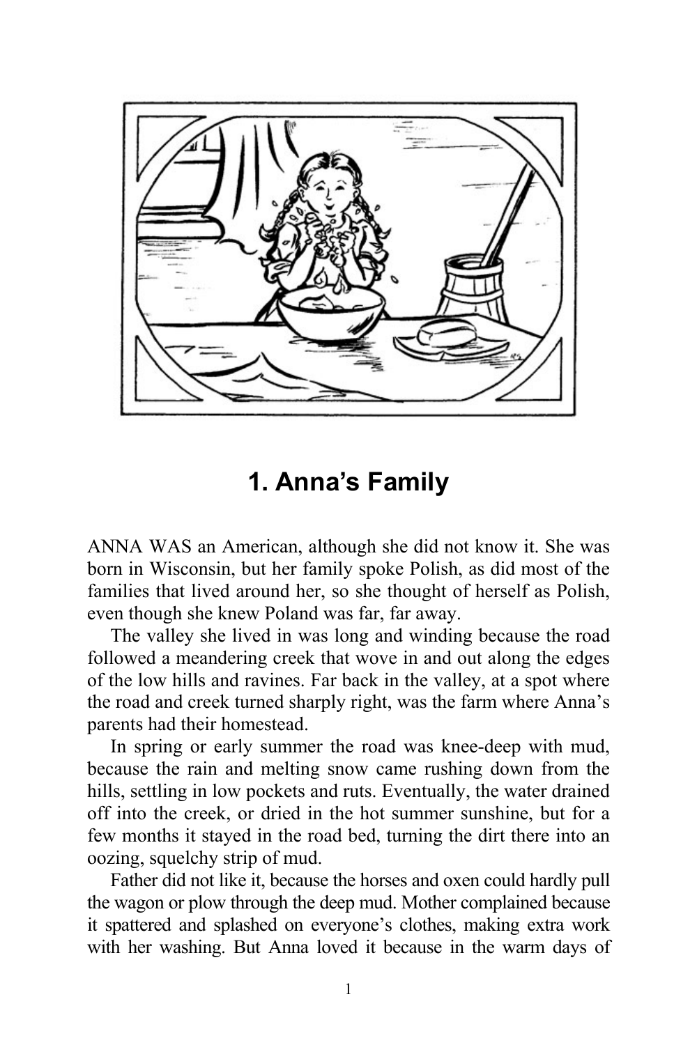# 1. Anna's Family

ANNA WAS an American, although she did not know it. She was born in Wisconsin, but her family spoke Polish, as did most of the families that lived around her, so she thought of herself as Polish, even though she knew Poland was far, far away.

The valley she lived in was long and winding because the road followed a meandering creek that wove in and out along the edges of the low hills and ravines. Far back in the valley, at a spot where the road and creek turned sharply right, was the farm where Anna's parents had their homestead.

In spring or early summer the road was knee-deep with mud, because the rain and melting snow came rushing down from the hills, settling in low pockets and ruts. Eventually, the water drained off into the creek, or dried in the hot summer sunshine, but for a few months it stayed in the road bed, turning the dirt there into an oozing, squelchy strip of mud.

Father did not like it, because the horses and oxen could hardly pull the wagon or plow through the deep mud. Mother complained because it spattered and splashed on everyone's clothes, making extra work with her washing. But Anna loved it because in the warm days of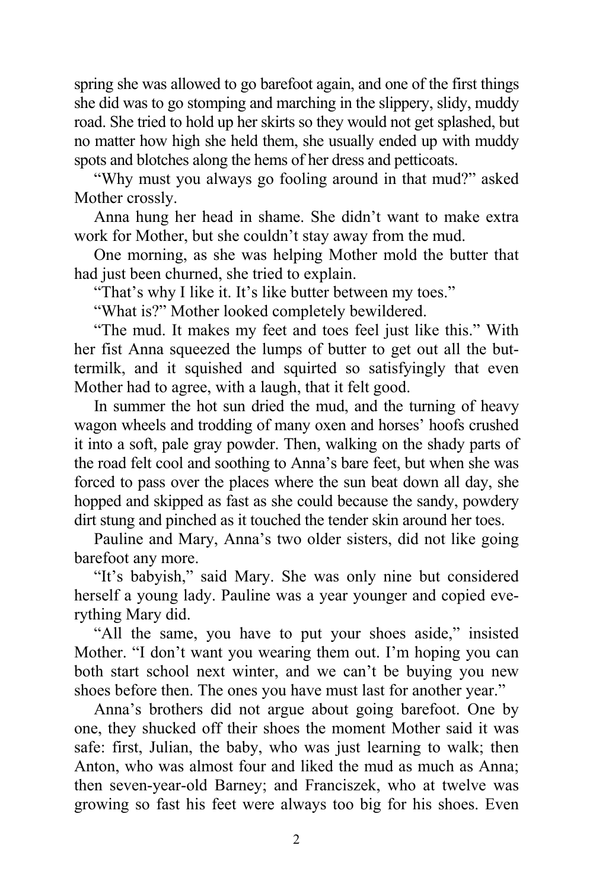spring she was allowed to go barefoot again, and one of the first things she did was to go stomping and marching in the slippery, slidy, muddy road. She tried to hold up her skirts so they would not get splashed, but no matter how high she held them, she usually ended up with muddy spots and blotches along the hems of her dress and petticoats.

"Why must you always go fooling around in that mud?" asked Mother crossly.

Anna hung her head in shame. She didn't want to make extra work for Mother, but she couldn't stay away from the mud.

One morning, as she was helping Mother mold the butter that had just been churned, she tried to explain.

"That's why I like it. It's like butter between my toes."

"What is?" Mother looked completely bewildered.

"The mud. It makes my feet and toes feel just like this." With her fist Anna squeezed the lumps of butter to get out all the buttermilk, and it squished and squirted so satisfyingly that even Mother had to agree, with a laugh, that it felt good.

In summer the hot sun dried the mud, and the turning of heavy wagon wheels and trodding of many oxen and horses' hoofs crushed it into a soft, pale gray powder. Then, walking on the shady parts of the road felt cool and soothing to Anna's bare feet, but when she was forced to pass over the places where the sun beat down all day, she hopped and skipped as fast as she could because the sandy, powdery dirt stung and pinched as it touched the tender skin around her toes.

Pauline and Mary, Anna's two older sisters, did not like going barefoot any more.

"It's babyish," said Mary. She was only nine but considered herself a young lady. Pauline was a year younger and copied everything Mary did.

"All the same, you have to put your shoes aside," insisted Mother. "I don't want you wearing them out. I'm hoping you can both start school next winter, and we can't be buying you new shoes before then. The ones you have must last for another year."

Anna's brothers did not argue about going barefoot. One by one, they shucked off their shoes the moment Mother said it was safe: first, Julian, the baby, who was just learning to walk; then Anton, who was almost four and liked the mud as much as Anna; then seven-year-old Barney; and Franciszek, who at twelve was growing so fast his feet were always too big for his shoes. Even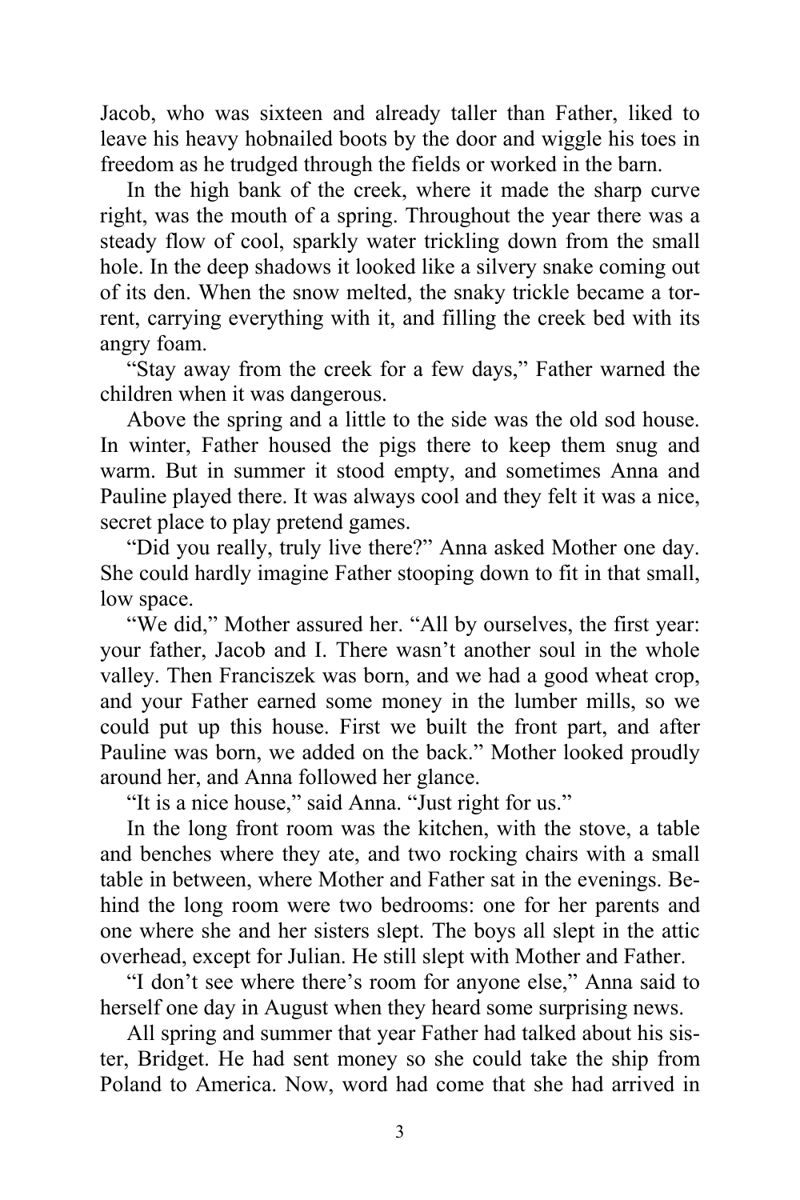Jacob, who was sixteen and already taller than Father, liked to leave his heavy hobnailed boots by the door and wiggle his toes in freedom as he trudged through the fields or worked in the barn.

In the high bank of the creek, where it made the sharp curve right, was the mouth of a spring. Throughout the year there was a steady flow of cool, sparkly water trickling down from the small hole. In the deep shadows it looked like a silvery snake coming out of its den. When the snow melted, the snaky trickle became a torrent, carrying everything with it, and filling the creek bed with its angry foam.

"Stay away from the creek for a few days," Father warned the children when it was dangerous.

Above the spring and a little to the side was the old sod house. In winter, Father housed the pigs there to keep them snug and warm. But in summer it stood empty, and sometimes Anna and Pauline played there. It was always cool and they felt it was a nice, secret place to play pretend games.

"Did you really, truly live there?" Anna asked Mother one day. She could hardly imagine Father stooping down to fit in that small, low space.

"We did," Mother assured her. "All by ourselves, the first year: your father, Jacob and I. There wasn't another soul in the whole valley. Then Franciszek was born, and we had a good wheat crop, and your Father earned some money in the lumber mills, so we could put up this house. First we built the front part, and after Pauline was born, we added on the back." Mother looked proudly around her, and Anna followed her glance.

"It is a nice house," said Anna. "Just right for us."

In the long front room was the kitchen, with the stove, a table and benches where they ate, and two rocking chairs with a small table in between, where Mother and Father sat in the evenings. Behind the long room were two bedrooms: one for her parents and one where she and her sisters slept. The boys all slept in the attic overhead, except for Julian. He still slept with Mother and Father.

"I don't see where there's room for anyone else," Anna said to herself one day in August when they heard some surprising news.

All spring and summer that year Father had talked about his sister, Bridget. He had sent money so she could take the ship from Poland to America. Now, word had come that she had arrived in